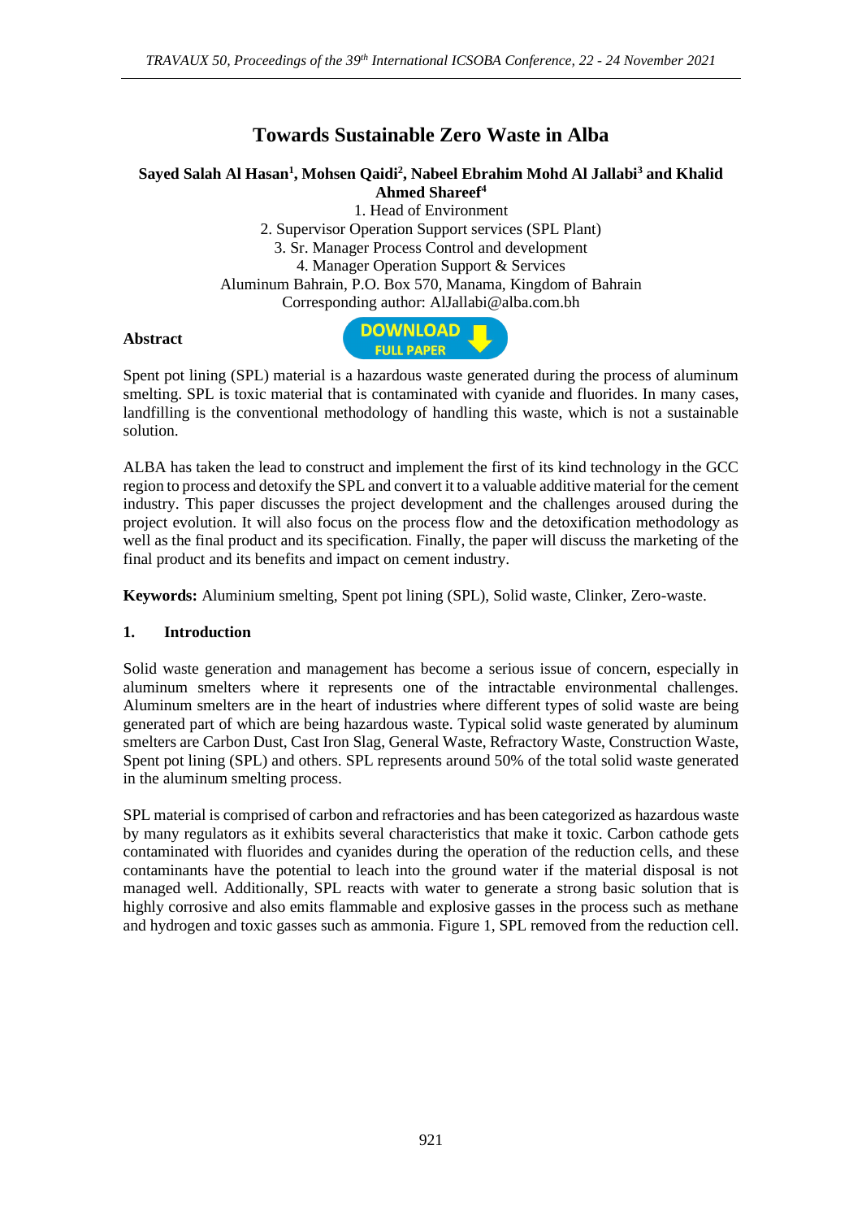# Towards Sustainable Zero Waste in Alba

**Sayed Salah Al Hasan[1], Mohsen Qaidi[2], Nabeel Ebrahim Mohd Al Jallabi[3] and Khalid Ahmed Shareef[4]**

1. Head of Environment
2. Supervisor Operation Support services (SPL Plant)
3. Sr. Manager Process Control and development
4. Manager Operation Support & Services

Aluminum Bahrain, P.O. Box 570, Manama, Kingdom of Bahrain
Corresponding author: AlJallabi@alba.com.bh

**Abstract**

Spent pot lining (SPL) material is a hazardous waste generated during the process of aluminum smelting. SPL is toxic material that is contaminated with cyanide and fluorides. In many cases, landfilling is the conventional methodology of handling this waste, which is not a sustainable solution.

ALBA has taken the lead to construct and implement the first of its kind technology in the GCC region to process and detoxify the SPL and convert it to a valuable additive material for the cement industry. This paper discusses the project development and the challenges aroused during the project evolution. It will also focus on the process flow and the detoxification methodology as well as the final product and its specification. Finally, the paper will discuss the marketing of the final product and its benefits and impact on cement industry.

**Keywords:** Aluminium smelting, Spent pot lining (SPL), Solid waste, Clinker, Zero-waste.

## 1. Introduction

Solid waste generation and management has become a serious issue of concern, especially in aluminum smelters where it represents one of the intractable environmental challenges. Aluminum smelters are in the heart of industries where different types of solid waste are being generated part of which are being hazardous waste. Typical solid waste generated by aluminum smelters are Carbon Dust, Cast Iron Slag, General Waste, Refractory Waste, Construction Waste, Spent pot lining (SPL) and others. SPL represents around 50% of the total solid waste generated in the aluminum smelting process.

SPL material is comprised of carbon and refractories and has been categorized as hazardous waste by many regulators as it exhibits several characteristics that make it toxic. Carbon cathode gets contaminated with fluorides and cyanides during the operation of the reduction cells, and these contaminants have the potential to leach into the ground water if the material disposal is not managed well. Additionally, SPL reacts with water to generate a strong basic solution that is highly corrosive and also emits flammable and explosive gasses in the process such as methane and hydrogen and toxic gasses such as ammonia. Figure 1, SPL removed from the reduction cell.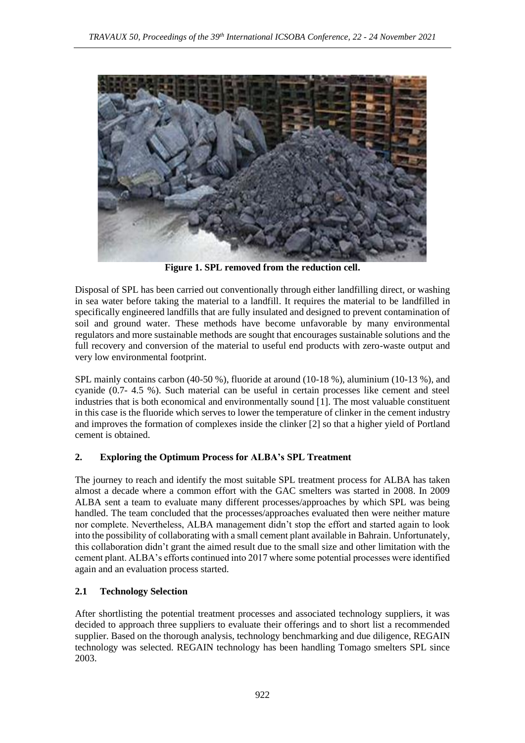**Figure 1. SPL removed from the reduction cell.**

Disposal of SPL has been carried out conventionally through either landfilling direct, or washing in sea water before taking the material to a landfill. It requires the material to be landfilled in specifically engineered landfills that are fully insulated and designed to prevent contamination of soil and ground water. These methods have become unfavorable by many environmental regulators and more sustainable methods are sought that encourages sustainable solutions and the full recovery and conversion of the material to useful end products with zero-waste output and very low environmental footprint.

SPL mainly contains carbon (40-50 %), fluoride at around (10-18 %), aluminium (10-13 %), and cyanide (0.7- 4.5 %). Such material can be useful in certain processes like cement and steel industries that is both economical and environmentally sound [1]. The most valuable constituent in this case is the fluoride which serves to lower the temperature of clinker in the cement industry and improves the formation of complexes inside the clinker [2] so that a higher yield of Portland cement is obtained.

## 2. Exploring the Optimum Process for ALBA's SPL Treatment

The journey to reach and identify the most suitable SPL treatment process for ALBA has taken almost a decade where a common effort with the GAC smelters was started in 2008. In 2009 ALBA sent a team to evaluate many different processes/approaches by which SPL was being handled. The team concluded that the processes/approaches evaluated then were neither mature nor complete. Nevertheless, ALBA management didn't stop the effort and started again to look into the possibility of collaborating with a small cement plant available in Bahrain. Unfortunately, this collaboration didn't grant the aimed result due to the small size and other limitation with the cement plant. ALBA's efforts continued into 2017 where some potential processes were identified again and an evaluation process started.

### 2.1 Technology Selection

After shortlisting the potential treatment processes and associated technology suppliers, it was decided to approach three suppliers to evaluate their offerings and to short list a recommended supplier. Based on the thorough analysis, technology benchmarking and due diligence, REGAIN technology was selected. REGAIN technology has been handling Tomago smelters SPL since 2003.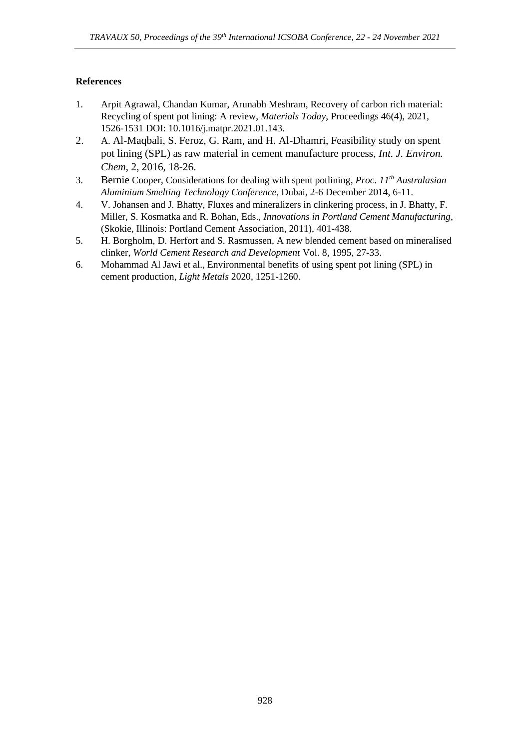**References**

1. Arpit Agrawal, Chandan Kumar, Arunabh Meshram, Recovery of carbon rich material: Recycling of spent pot lining: A review, *Materials Today*, Proceedings 46(4), 2021, 1526-1531 DOI: 10.1016/j.matpr.2021.01.143.
2. A. Al-Maqbali, S. Feroz, G. Ram, and H. Al-Dhamri, Feasibility study on spent pot lining (SPL) as raw material in cement manufacture process, *Int. J. Environ. Chem*, 2, 2016, 18-26.
3. Bernie Cooper, Considerations for dealing with spent potlining, *Proc. 11th Australasian Aluminium Smelting Technology Conference*, Dubai, 2-6 December 2014, 6-11.
4. V. Johansen and J. Bhatty, Fluxes and mineralizers in clinkering process, in J. Bhatty, F. Miller, S. Kosmatka and R. Bohan, Eds., *Innovations in Portland Cement Manufacturing*, (Skokie, Illinois: Portland Cement Association, 2011), 401-438.
5. H. Borgholm, D. Herfort and S. Rasmussen, A new blended cement based on mineralised clinker, *World Cement Research and Development* Vol. 8, 1995, 27-33.
6. Mohammad Al Jawi et al., Environmental benefits of using spent pot lining (SPL) in cement production, *Light Metals* 2020, 1251-1260.